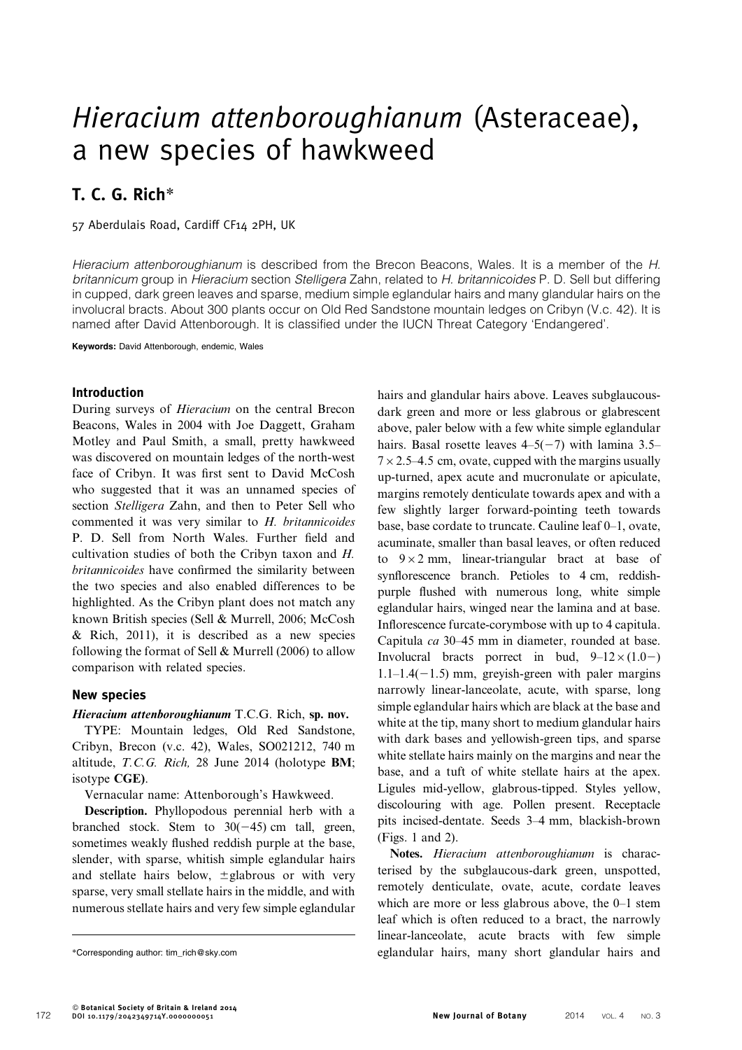# *Hieracium attenboroughianum* (Asteraceae), a new species of hawkweed

## T. C. G. Rich*

57 Aberdulais Road, Cardiff CF14 2PH, UK

*Hieracium attenboroughianum* is described from the Brecon Beacons, Wales. It is a member of the *H. britannicum* group in *Hieracium* section *Stelligera* Zahn, related to *H. britannicoides* P. D. Sell but differing in cupped, dark green leaves and sparse, medium simple eglandular hairs and many glandular hairs on the involucral bracts. About 300 plants occur on Old Red Sandstone mountain ledges on Cribyn (V.c. 42). It is named after David Attenborough. It is classified under the IUCN Threat Category 'Endangered'.

**Keywords:** David Attenborough, endemic, Wales

### Introduction

During surveys of *Hieracium* on the central Brecon Beacons, Wales in 2004 with Joe Daggett, Graham Motley and Paul Smith, a small, pretty hawkweed was discovered on mountain ledges of the north-west face of Cribyn. It was first sent to David McCosh who suggested that it was an unnamed species of section *Stelligera* Zahn, and then to Peter Sell who commented it was very similar to *H. britannicoides* P. D. Sell from North Wales. Further field and cultivation studies of both the Cribyn taxon and *H. britannicoides* have confirmed the similarity between the two species and also enabled differences to be highlighted. As the Cribyn plant does not match any known British species (Sell & Murrell, 2006; McCosh & Rich, 2011), it is described as a new species following the format of Sell & Murrell (2006) to allow comparison with related species.

### New species

***Hieracium attenboroughianum*** **T.C.G. Rich, sp. nov.**

TYPE: Mountain ledges, Old Red Sandstone, Cribyn, Brecon (v.c. 42), Wales, SO021212, 740 m altitude, *T.C.G. Rich,* 28 June 2014 (holotype **BM**; isotype **CGE**).

Vernacular name: Attenborough's Hawkweed.

**Description.** Phyllopodous perennial herb with a branched stock. Stem to 30(−45) cm tall, green, sometimes weakly flushed reddish purple at the base, slender, with sparse, whitish simple eglandular hairs and stellate hairs below, ±glabrous or with very sparse, very small stellate hairs in the middle, and with numerous stellate hairs and very few simple eglandular hairs and glandular hairs above. Leaves subglaucous-dark green and more or less glabrous or glabrescent above, paler below with a few white simple eglandular hairs. Basal rosette leaves 4–5(−7) with lamina 3.5–7 × 2.5–4.5 cm, ovate, cupped with the margins usually up-turned, apex acute and mucronulate or apiculate, margins remotely denticulate towards apex and with a few slightly larger forward-pointing teeth towards base, base cordate to truncate. Cauline leaf 0–1, ovate, acuminate, smaller than basal leaves, or often reduced to 9 × 2 mm, linear-triangular bract at base of synflorescence branch. Petioles to 4 cm, reddish-purple flushed with numerous long, white simple eglandular hairs, winged near the lamina and at base. Inflorescence furcate-corymbose with up to 4 capitula. Capitula *ca* 30–45 mm in diameter, rounded at base. Involucral bracts porrect in bud, 9–12 × (1.0−) 1.1–1.4(−1.5) mm, greyish-green with paler margins narrowly linear-lanceolate, acute, with sparse, long simple eglandular hairs which are black at the base and white at the tip, many short to medium glandular hairs with dark bases and yellowish-green tips, and sparse white stellate hairs mainly on the margins and near the base, and a tuft of white stellate hairs at the apex. Ligules mid-yellow, glabrous-tipped. Styles yellow, discolouring with age. Pollen present. Receptacle pits incised-dentate. Seeds 3–4 mm, blackish-brown (Figs. 1 and 2).

**Notes.** *Hieracium attenboroughianum* is characterised by the subglaucous-dark green, unspotted, remotely denticulate, ovate, acute, cordate leaves which are more or less glabrous above, the 0–1 stem leaf which is often reduced to a bract, the narrowly linear-lanceolate, acute bracts with few simple eglandular hairs, many short glandular hairs and

---

*Corresponding author: tim_rich@sky.com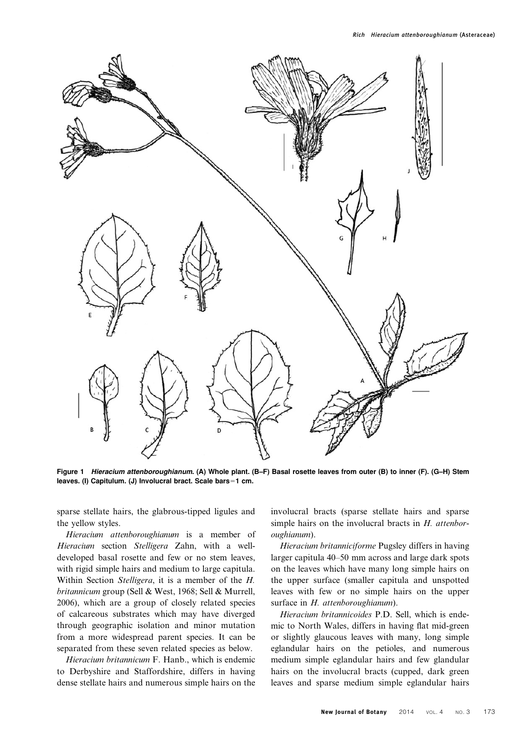**Figure 1** ***Hieracium attenboroughianum*****. (A) Whole plant. (B–F) Basal rosette leaves from outer (B) to inner (F). (G–H) Stem leaves. (I) Capitulum. (J) Involucral bract. Scale bars=1 cm.**

sparse stellate hairs, the glabrous-tipped ligules and the yellow styles.

*Hieracium attenboroughianum* is a member of *Hieracium* section *Stelligera* Zahn, with a well-developed basal rosette and few or no stem leaves, with rigid simple hairs and medium to large capitula. Within Section *Stelligera*, it is a member of the *H. britannicum* group (Sell & West, 1968; Sell & Murrell, 2006), which are a group of closely related species of calcareous substrates which may have diverged through geographic isolation and minor mutation from a more widespread parent species. It can be separated from these seven related species as below.

*Hieracium britannicum* F. Hanb., which is endemic to Derbyshire and Staffordshire, differs in having dense stellate hairs and numerous simple hairs on the involucral bracts (sparse stellate hairs and sparse simple hairs on the involucral bracts in *H. attenboroughianum*).

*Hieracium britanniciforme* Pugsley differs in having larger capitula 40–50 mm across and large dark spots on the leaves which have many long simple hairs on the upper surface (smaller capitula and unspotted leaves with few or no simple hairs on the upper surface in *H. attenboroughianum*).

*Hieracium britannicoides* P.D. Sell, which is endemic to North Wales, differs in having flat mid-green or slightly glaucous leaves with many, long simple eglandular hairs on the petioles, and numerous medium simple eglandular hairs and few glandular hairs on the involucral bracts (cupped, dark green leaves and sparse medium simple eglandular hairs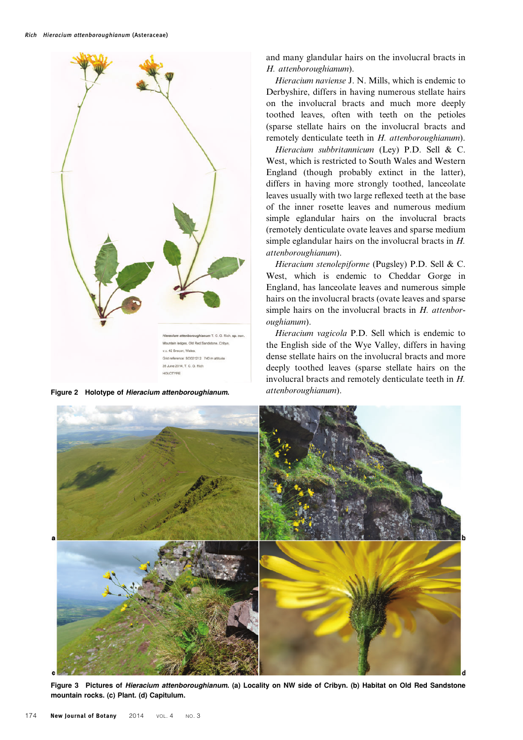Figure 2 Holotype of *Hieracium attenboroughianum*.

and many glandular hairs on the involucral bracts in *H. attenboroughianum*).

*Hieracium naviense* J. N. Mills, which is endemic to Derbyshire, differs in having numerous stellate hairs on the involucral bracts and much more deeply toothed leaves, often with teeth on the petioles (sparse stellate hairs on the involucral bracts and remotely denticulate teeth in *H. attenboroughianum*).

*Hieracium subbritannicum* (Ley) P.D. Sell & C. West, which is restricted to South Wales and Western England (though probably extinct in the latter), differs in having more strongly toothed, lanceolate leaves usually with two large reflexed teeth at the base of the inner rosette leaves and numerous medium simple eglandular hairs on the involucral bracts (remotely denticulate ovate leaves and sparse medium simple eglandular hairs on the involucral bracts in *H. attenboroughianum*).

*Hieracium stenolepiforme* (Pugsley) P.D. Sell & C. West, which is endemic to Cheddar Gorge in England, has lanceolate leaves and numerous simple hairs on the involucral bracts (ovate leaves and sparse simple hairs on the involucral bracts in *H. attenboroughianum*).

*Hieracium vagicola* P.D. Sell which is endemic to the English side of the Wye Valley, differs in having dense stellate hairs on the involucral bracts and more deeply toothed leaves (sparse stellate hairs on the involucral bracts and remotely denticulate teeth in *H. attenboroughianum*).

**Figure 3** **Pictures of *Hieracium attenboroughianum*. (a) Locality on NW side of Cribyn. (b) Habitat on Old Red Sandstone mountain rocks. (c) Plant. (d) Capitulum.**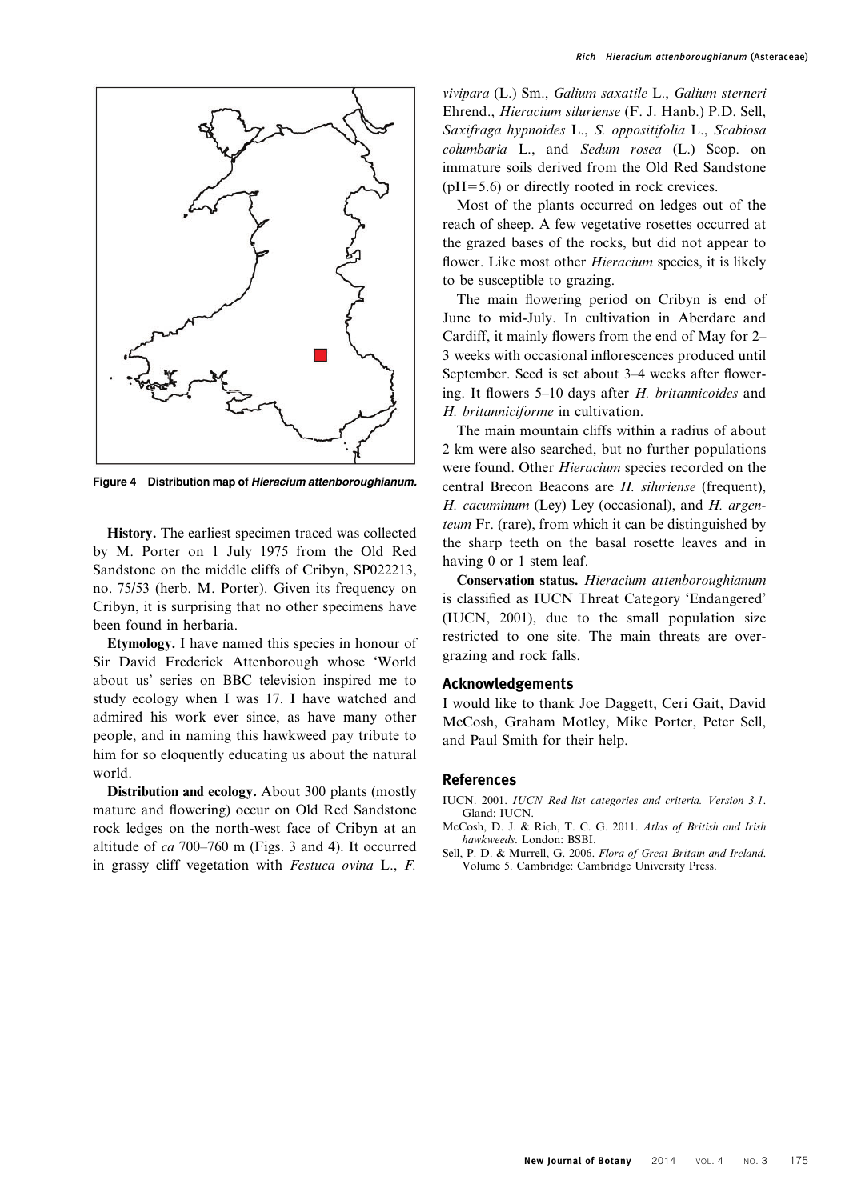Figure 4 Distribution map of *Hieracium attenboroughianum*.

**History.** The earliest specimen traced was collected by M. Porter on 1 July 1975 from the Old Red Sandstone on the middle cliffs of Cribyn, SP022213, no. 75/53 (herb. M. Porter). Given its frequency on Cribyn, it is surprising that no other specimens have been found in herbaria.

**Etymology.** I have named this species in honour of Sir David Frederick Attenborough whose 'World about us' series on BBC television inspired me to study ecology when I was 17. I have watched and admired his work ever since, as have many other people, and in naming this hawkweed pay tribute to him for so eloquently educating us about the natural world.

**Distribution and ecology.** About 300 plants (mostly mature and flowering) occur on Old Red Sandstone rock ledges on the north-west face of Cribyn at an altitude of *ca* 700–760 m (Figs. 3 and 4). It occurred in grassy cliff vegetation with *Festuca ovina* L., *F. vivipara* (L.) Sm., *Galium saxatile* L., *Galium sterneri* Ehrend., *Hieracium siluriense* (F. J. Hanb.) P.D. Sell, *Saxifraga hypnoides* L., *S. oppositifolia* L., *Scabiosa columbaria* L., and *Sedum rosea* (L.) Scop. on immature soils derived from the Old Red Sandstone (pH=5.6) or directly rooted in rock crevices.

Most of the plants occurred on ledges out of the reach of sheep. A few vegetative rosettes occurred at the grazed bases of the rocks, but did not appear to flower. Like most other *Hieracium* species, it is likely to be susceptible to grazing.

The main flowering period on Cribyn is end of June to mid-July. In cultivation in Aberdare and Cardiff, it mainly flowers from the end of May for 2–3 weeks with occasional inflorescences produced until September. Seed is set about 3–4 weeks after flowering. It flowers 5–10 days after *H. britannicoides* and *H. britanniciforme* in cultivation.

The main mountain cliffs within a radius of about 2 km were also searched, but no further populations were found. Other *Hieracium* species recorded on the central Brecon Beacons are *H. siluriense* (frequent), *H. cacuminum* (Ley) Ley (occasional), and *H. argenteum* Fr. (rare), from which it can be distinguished by the sharp teeth on the basal rosette leaves and in having 0 or 1 stem leaf.

**Conservation status.** *Hieracium attenboroughianum* is classified as IUCN Threat Category 'Endangered' (IUCN, 2001), due to the small population size restricted to one site. The main threats are overgrazing and rock falls.

## Acknowledgements

I would like to thank Joe Daggett, Ceri Gait, David McCosh, Graham Motley, Mike Porter, Peter Sell, and Paul Smith for their help.

## References

IUCN. 2001. *IUCN Red list categories and criteria. Version 3.1*. Gland: IUCN.

McCosh, D. J. & Rich, T. C. G. 2011. *Atlas of British and Irish hawkweeds*. London: BSBI.

Sell, P. D. & Murrell, G. 2006. *Flora of Great Britain and Ireland*. Volume 5. Cambridge: Cambridge University Press.